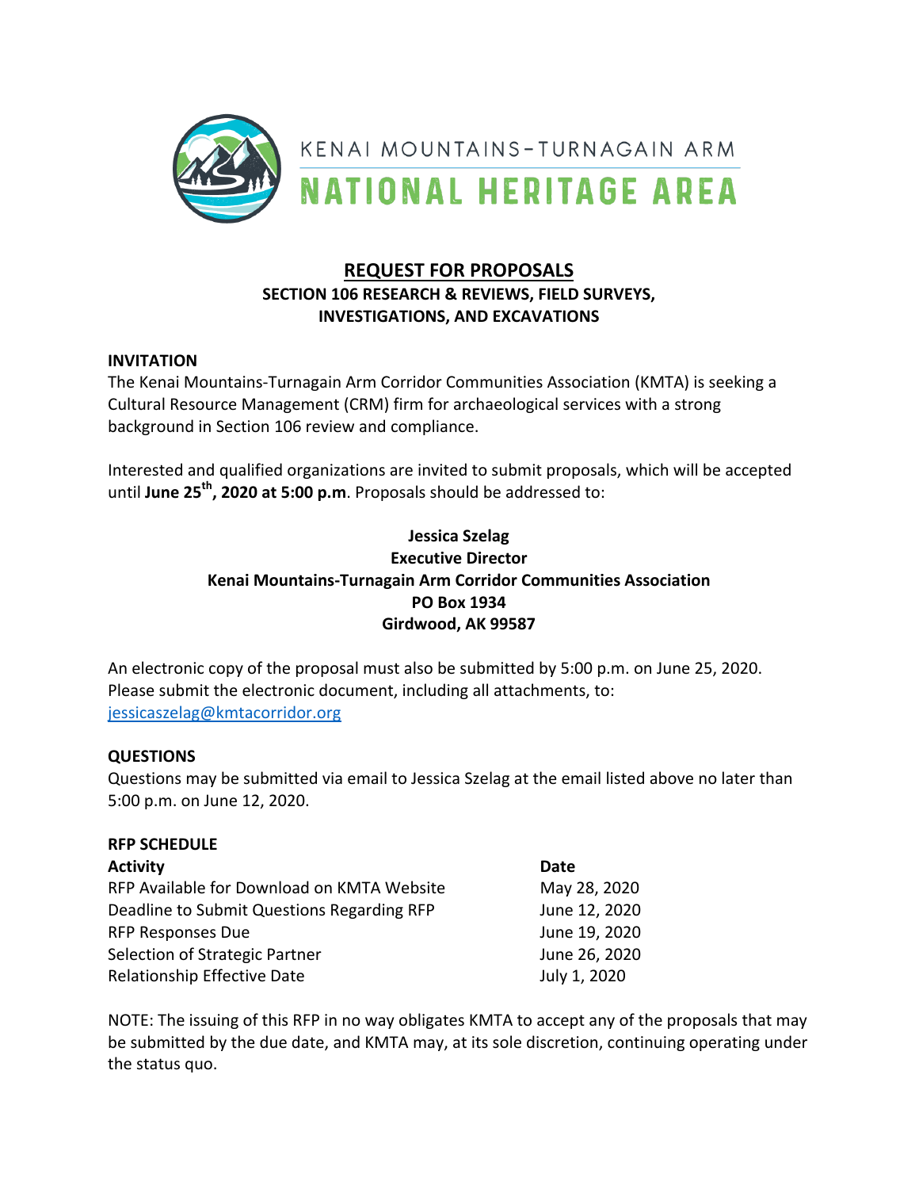KENAI MOUNTAINS-TURNAGAIN ARM

# NATIONAL HERITAGE AREA

## REQUEST FOR PROPOSALS

**SECTION 106 RESEARCH & REVIEWS, FIELD SURVEYS, INVESTIGATIONS, AND EXCAVATIONS**

**INVITATION**

The Kenai Mountains-Turnagain Arm Corridor Communities Association (KMTA) is seeking a Cultural Resource Management (CRM) firm for archaeological services with a strong background in Section 106 review and compliance.

Interested and qualified organizations are invited to submit proposals, which will be accepted until **June 25th, 2020 at 5:00 p.m**. Proposals should be addressed to:

**Jessica Szelag**
**Executive Director**
**Kenai Mountains-Turnagain Arm Corridor Communities Association**
**PO Box 1934**
**Girdwood, AK 99587**

An electronic copy of the proposal must also be submitted by 5:00 p.m. on June 25, 2020. Please submit the electronic document, including all attachments, to: jessicaszelag@kmtacorridor.org

**QUESTIONS**

Questions may be submitted via email to Jessica Szelag at the email listed above no later than 5:00 p.m. on June 12, 2020.

**RFP SCHEDULE**

| **Activity** | **Date** |
|---|---|
| RFP Available for Download on KMTA Website | May 28, 2020 |
| Deadline to Submit Questions Regarding RFP | June 12, 2020 |
| RFP Responses Due | June 19, 2020 |
| Selection of Strategic Partner | June 26, 2020 |
| Relationship Effective Date | July 1, 2020 |

NOTE: The issuing of this RFP in no way obligates KMTA to accept any of the proposals that may be submitted by the due date, and KMTA may, at its sole discretion, continuing operating under the status quo.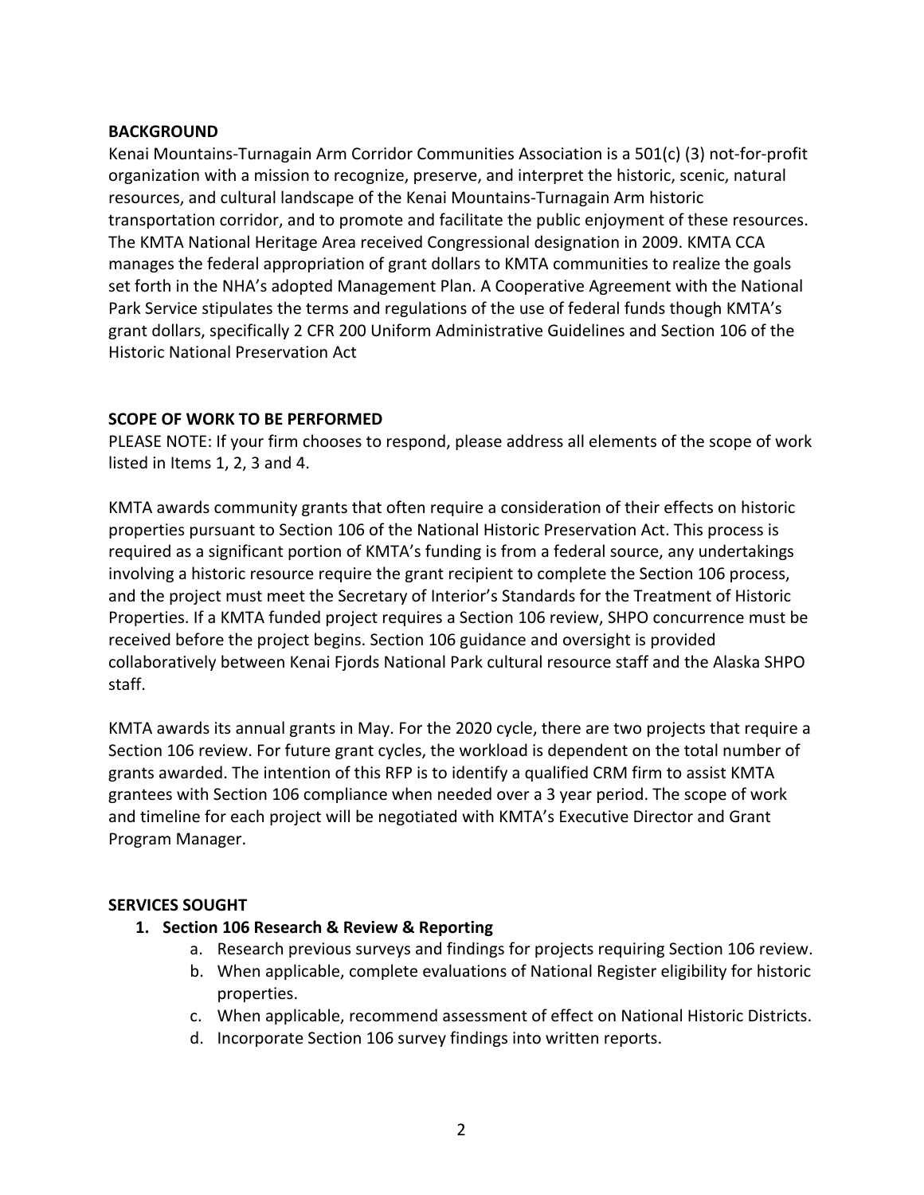**BACKGROUND**

Kenai Mountains-Turnagain Arm Corridor Communities Association is a 501(c) (3) not-for-profit organization with a mission to recognize, preserve, and interpret the historic, scenic, natural resources, and cultural landscape of the Kenai Mountains-Turnagain Arm historic transportation corridor, and to promote and facilitate the public enjoyment of these resources. The KMTA National Heritage Area received Congressional designation in 2009. KMTA CCA manages the federal appropriation of grant dollars to KMTA communities to realize the goals set forth in the NHA's adopted Management Plan. A Cooperative Agreement with the National Park Service stipulates the terms and regulations of the use of federal funds though KMTA's grant dollars, specifically 2 CFR 200 Uniform Administrative Guidelines and Section 106 of the Historic National Preservation Act

**SCOPE OF WORK TO BE PERFORMED**

PLEASE NOTE: If your firm chooses to respond, please address all elements of the scope of work listed in Items 1, 2, 3 and 4.

KMTA awards community grants that often require a consideration of their effects on historic properties pursuant to Section 106 of the National Historic Preservation Act. This process is required as a significant portion of KMTA's funding is from a federal source, any undertakings involving a historic resource require the grant recipient to complete the Section 106 process, and the project must meet the Secretary of Interior's Standards for the Treatment of Historic Properties. If a KMTA funded project requires a Section 106 review, SHPO concurrence must be received before the project begins. Section 106 guidance and oversight is provided collaboratively between Kenai Fjords National Park cultural resource staff and the Alaska SHPO staff.

KMTA awards its annual grants in May. For the 2020 cycle, there are two projects that require a Section 106 review. For future grant cycles, the workload is dependent on the total number of grants awarded. The intention of this RFP is to identify a qualified CRM firm to assist KMTA grantees with Section 106 compliance when needed over a 3 year period. The scope of work and timeline for each project will be negotiated with KMTA's Executive Director and Grant Program Manager.

**SERVICES SOUGHT**

1. **Section 106 Research & Review & Reporting**
    a. Research previous surveys and findings for projects requiring Section 106 review.
    b. When applicable, complete evaluations of National Register eligibility for historic properties.
    c. When applicable, recommend assessment of effect on National Historic Districts.
    d. Incorporate Section 106 survey findings into written reports.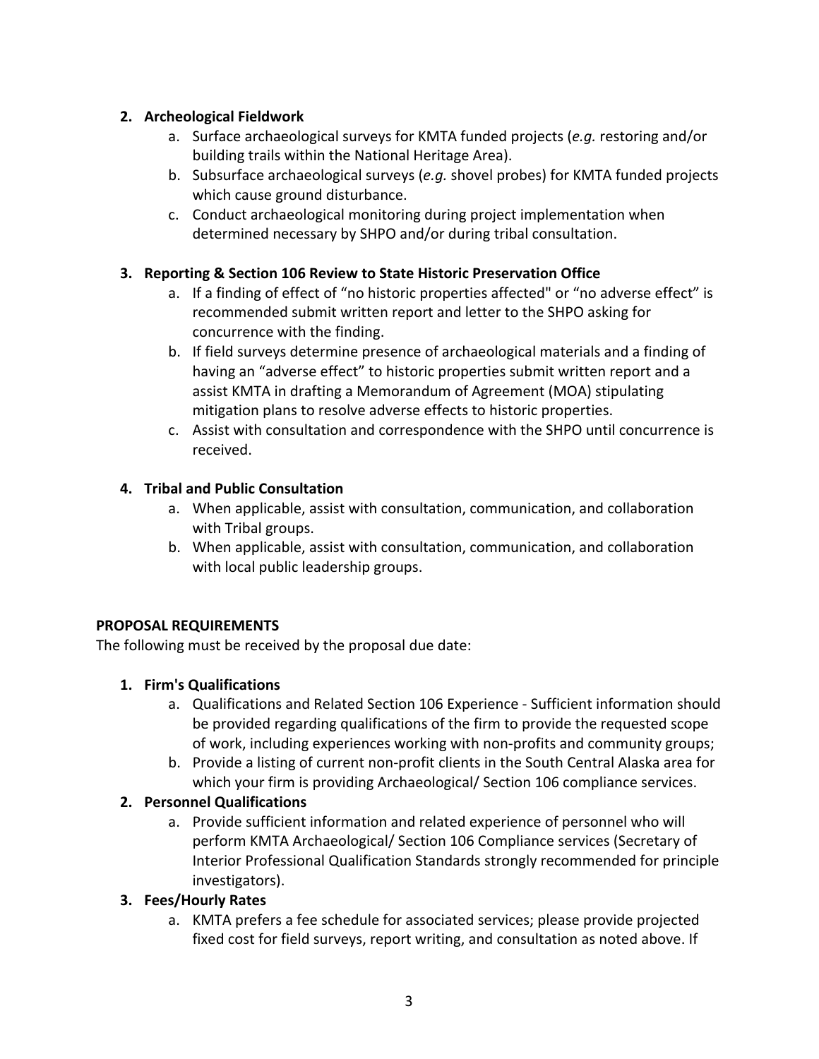2. **Archeological Fieldwork**
    a. Surface archaeological surveys for KMTA funded projects (*e.g.* restoring and/or building trails within the National Heritage Area).
    b. Subsurface archaeological surveys (*e.g.* shovel probes) for KMTA funded projects which cause ground disturbance.
    c. Conduct archaeological monitoring during project implementation when determined necessary by SHPO and/or during tribal consultation.

3. **Reporting & Section 106 Review to State Historic Preservation Office**
    a. If a finding of effect of "no historic properties affected" or "no adverse effect" is recommended submit written report and letter to the SHPO asking for concurrence with the finding.
    b. If field surveys determine presence of archaeological materials and a finding of having an "adverse effect" to historic properties submit written report and a assist KMTA in drafting a Memorandum of Agreement (MOA) stipulating mitigation plans to resolve adverse effects to historic properties.
    c. Assist with consultation and correspondence with the SHPO until concurrence is received.

4. **Tribal and Public Consultation**
    a. When applicable, assist with consultation, communication, and collaboration with Tribal groups.
    b. When applicable, assist with consultation, communication, and collaboration with local public leadership groups.

**PROPOSAL REQUIREMENTS**

The following must be received by the proposal due date:

1. **Firm's Qualifications**
    a. Qualifications and Related Section 106 Experience - Sufficient information should be provided regarding qualifications of the firm to provide the requested scope of work, including experiences working with non-profits and community groups;
    b. Provide a listing of current non-profit clients in the South Central Alaska area for which your firm is providing Archaeological/ Section 106 compliance services.
2. **Personnel Qualifications**
    a. Provide sufficient information and related experience of personnel who will perform KMTA Archaeological/ Section 106 Compliance services (Secretary of Interior Professional Qualification Standards strongly recommended for principle investigators).
3. **Fees/Hourly Rates**
    a. KMTA prefers a fee schedule for associated services; please provide projected fixed cost for field surveys, report writing, and consultation as noted above. If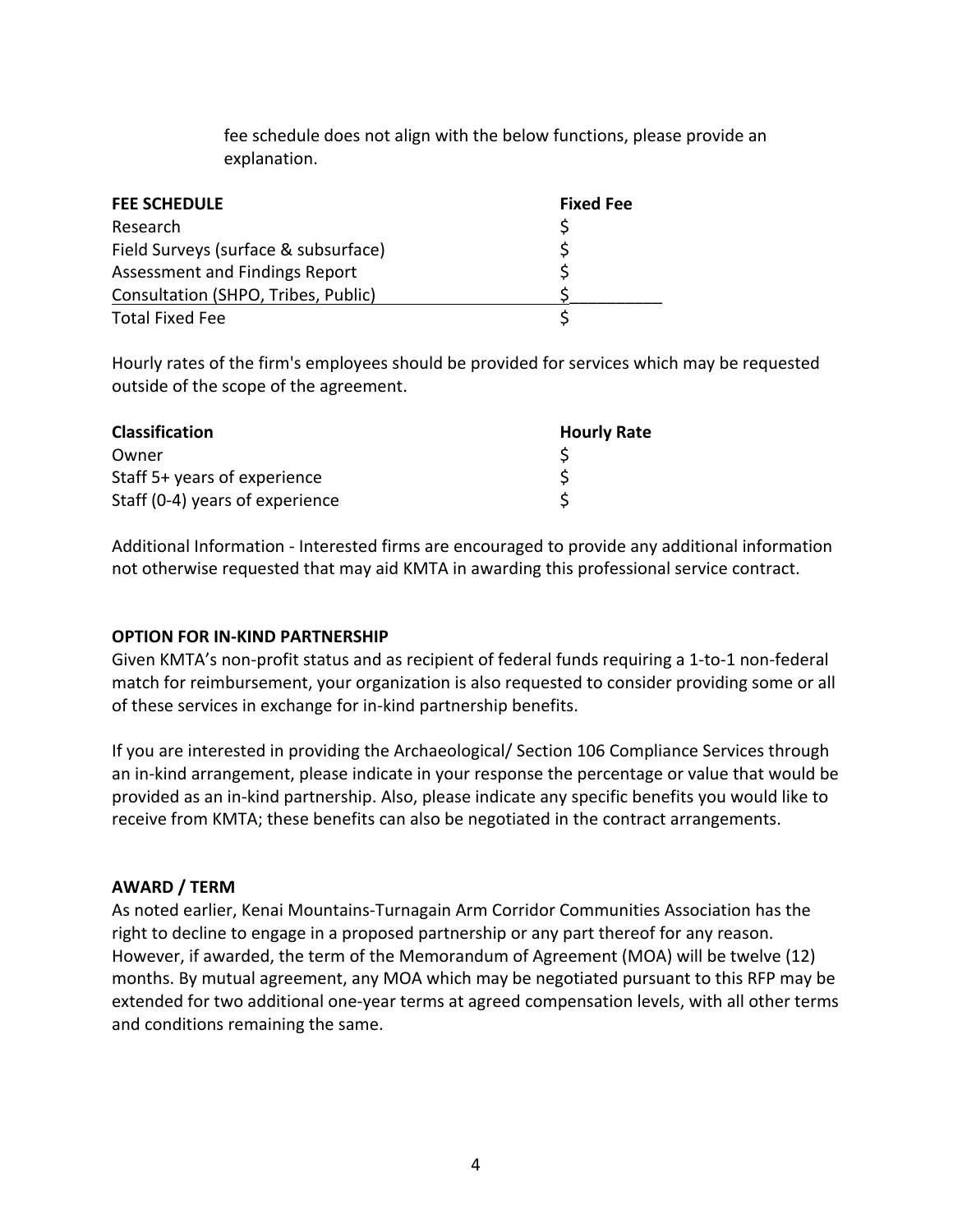fee schedule does not align with the below functions, please provide an explanation.

| FEE SCHEDULE | Fixed Fee |
|---|---|
| Research | $ |
| Field Surveys (surface & subsurface) | $ |
| Assessment and Findings Report | $ |
| Consultation (SHPO, Tribes, Public) | $__________ |
| Total Fixed Fee | $ |

Hourly rates of the firm's employees should be provided for services which may be requested outside of the scope of the agreement.

| Classification | Hourly Rate |
|---|---|
| Owner | $ |
| Staff 5+ years of experience | $ |
| Staff (0-4) years of experience | $ |

Additional Information - Interested firms are encouraged to provide any additional information not otherwise requested that may aid KMTA in awarding this professional service contract.

**OPTION FOR IN-KIND PARTNERSHIP**

Given KMTA's non-profit status and as recipient of federal funds requiring a 1-to-1 non-federal match for reimbursement, your organization is also requested to consider providing some or all of these services in exchange for in-kind partnership benefits.

If you are interested in providing the Archaeological/ Section 106 Compliance Services through an in-kind arrangement, please indicate in your response the percentage or value that would be provided as an in-kind partnership. Also, please indicate any specific benefits you would like to receive from KMTA; these benefits can also be negotiated in the contract arrangements.

**AWARD / TERM**

As noted earlier, Kenai Mountains-Turnagain Arm Corridor Communities Association has the right to decline to engage in a proposed partnership or any part thereof for any reason. However, if awarded, the term of the Memorandum of Agreement (MOA) will be twelve (12) months. By mutual agreement, any MOA which may be negotiated pursuant to this RFP may be extended for two additional one-year terms at agreed compensation levels, with all other terms and conditions remaining the same.